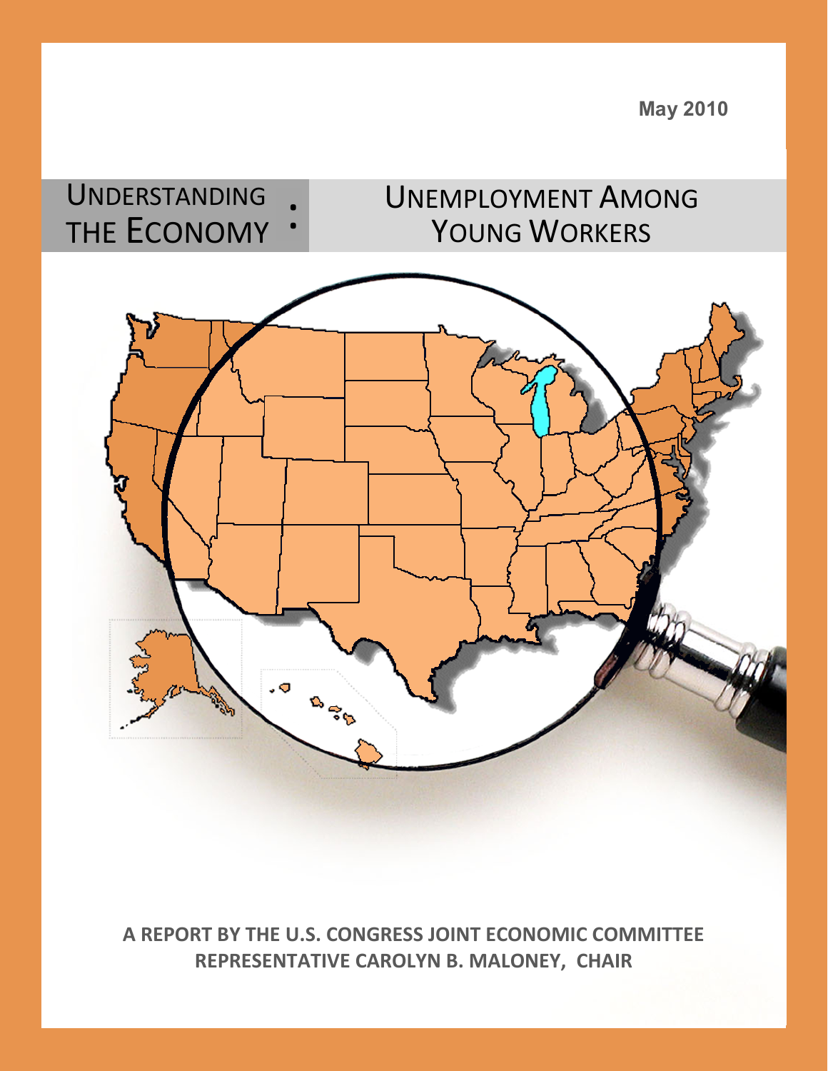May 2010

# Understanding the Economy: Unemployment Among Young Workers

**A REPORT BY THE U.S. CONGRESS JOINT ECONOMIC COMMITTEE**
**REPRESENTATIVE CAROLYN B. MALONEY, CHAIR**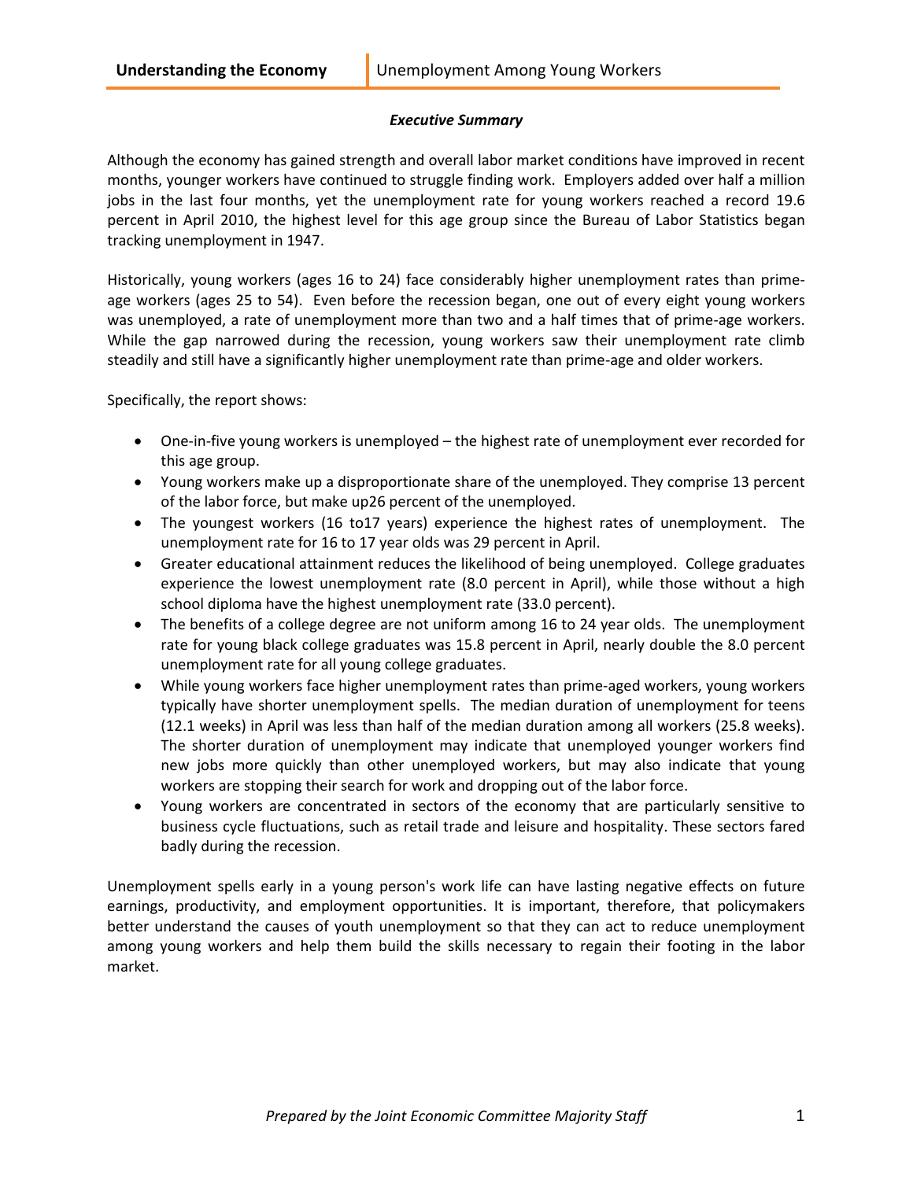### *Executive Summary*

Although the economy has gained strength and overall labor market conditions have improved in recent months, younger workers have continued to struggle finding work. Employers added over half a million jobs in the last four months, yet the unemployment rate for young workers reached a record 19.6 percent in April 2010, the highest level for this age group since the Bureau of Labor Statistics began tracking unemployment in 1947.

Historically, young workers (ages 16 to 24) face considerably higher unemployment rates than prime-age workers (ages 25 to 54). Even before the recession began, one out of every eight young workers was unemployed, a rate of unemployment more than two and a half times that of prime-age workers. While the gap narrowed during the recession, young workers saw their unemployment rate climb steadily and still have a significantly higher unemployment rate than prime-age and older workers.

Specifically, the report shows:

- One-in-five young workers is unemployed – the highest rate of unemployment ever recorded for this age group.
- Young workers make up a disproportionate share of the unemployed. They comprise 13 percent of the labor force, but make up26 percent of the unemployed.
- The youngest workers (16 to17 years) experience the highest rates of unemployment. The unemployment rate for 16 to 17 year olds was 29 percent in April.
- Greater educational attainment reduces the likelihood of being unemployed. College graduates experience the lowest unemployment rate (8.0 percent in April), while those without a high school diploma have the highest unemployment rate (33.0 percent).
- The benefits of a college degree are not uniform among 16 to 24 year olds. The unemployment rate for young black college graduates was 15.8 percent in April, nearly double the 8.0 percent unemployment rate for all young college graduates.
- While young workers face higher unemployment rates than prime-aged workers, young workers typically have shorter unemployment spells. The median duration of unemployment for teens (12.1 weeks) in April was less than half of the median duration among all workers (25.8 weeks). The shorter duration of unemployment may indicate that unemployed younger workers find new jobs more quickly than other unemployed workers, but may also indicate that young workers are stopping their search for work and dropping out of the labor force.
- Young workers are concentrated in sectors of the economy that are particularly sensitive to business cycle fluctuations, such as retail trade and leisure and hospitality. These sectors fared badly during the recession.

Unemployment spells early in a young person's work life can have lasting negative effects on future earnings, productivity, and employment opportunities. It is important, therefore, that policymakers better understand the causes of youth unemployment so that they can act to reduce unemployment among young workers and help them build the skills necessary to regain their footing in the labor market.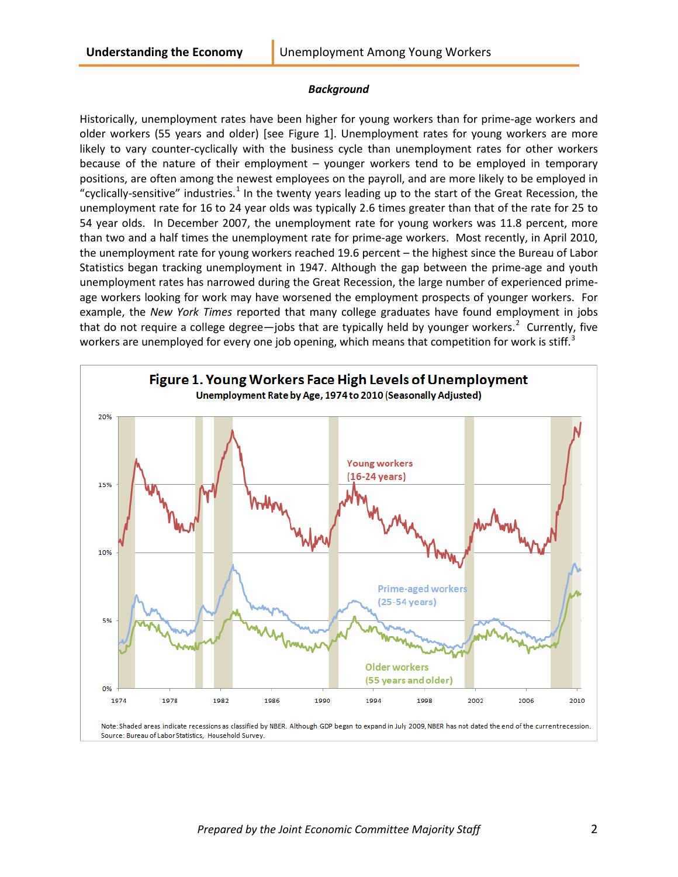### *Background*

Historically, unemployment rates have been higher for young workers than for prime-age workers and older workers (55 years and older) [see Figure 1]. Unemployment rates for young workers are more likely to vary counter-cyclically with the business cycle than unemployment rates for other workers because of the nature of their employment – younger workers tend to be employed in temporary positions, are often among the newest employees on the payroll, and are more likely to be employed in "cyclically-sensitive" industries.[1] In the twenty years leading up to the start of the Great Recession, the unemployment rate for 16 to 24 year olds was typically 2.6 times greater than that of the rate for 25 to 54 year olds. In December 2007, the unemployment rate for young workers was 11.8 percent, more than two and a half times the unemployment rate for prime-age workers. Most recently, in April 2010, the unemployment rate for young workers reached 19.6 percent – the highest since the Bureau of Labor Statistics began tracking unemployment in 1947. Although the gap between the prime-age and youth unemployment rates has narrowed during the Great Recession, the large number of experienced prime-age workers looking for work may have worsened the employment prospects of younger workers. For example, the *New York Times* reported that many college graduates have found employment in jobs that do not require a college degree—jobs that are typically held by younger workers.[2] Currently, five workers are unemployed for every one job opening, which means that competition for work is stiff.[3]

**Figure 1. Young Workers Face High Levels of Unemployment**

**Unemployment Rate by Age, 1974 to 2010 (Seasonally Adjusted)**

Note: Shaded areas indicate recessions as classified by NBER. Although GDP began to expand in July 2009, NBER has not dated the end of the current recession.
Source: Bureau of Labor Statistics, Household Survey.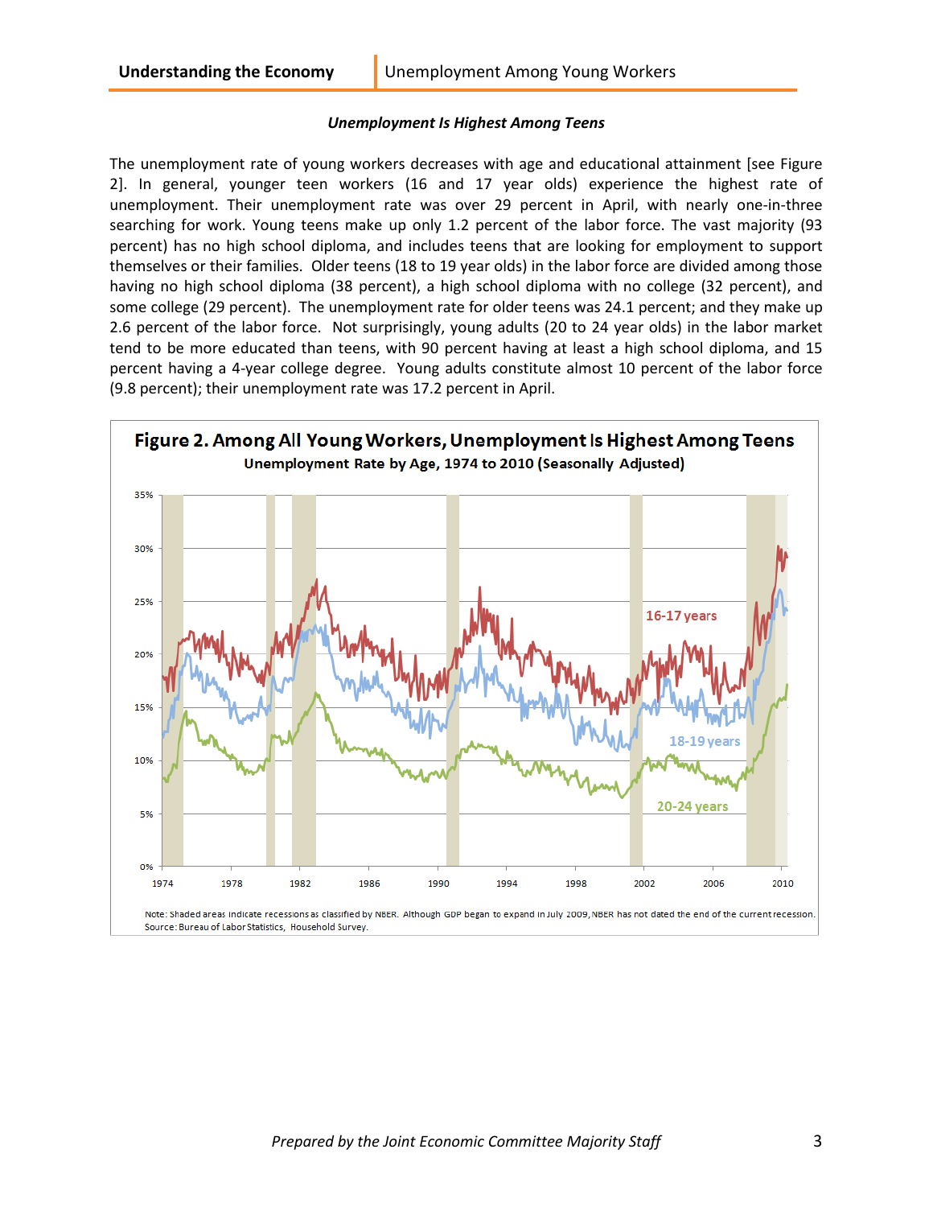### *Unemployment Is Highest Among Teens*

The unemployment rate of young workers decreases with age and educational attainment [see Figure 2]. In general, younger teen workers (16 and 17 year olds) experience the highest rate of unemployment. Their unemployment rate was over 29 percent in April, with nearly one-in-three searching for work. Young teens make up only 1.2 percent of the labor force. The vast majority (93 percent) has no high school diploma, and includes teens that are looking for employment to support themselves or their families. Older teens (18 to 19 year olds) in the labor force are divided among those having no high school diploma (38 percent), a high school diploma with no college (32 percent), and some college (29 percent). The unemployment rate for older teens was 24.1 percent; and they make up 2.6 percent of the labor force. Not surprisingly, young adults (20 to 24 year olds) in the labor market tend to be more educated than teens, with 90 percent having at least a high school diploma, and 15 percent having a 4-year college degree. Young adults constitute almost 10 percent of the labor force (9.8 percent); their unemployment rate was 17.2 percent in April.

**Figure 2. Among All Young Workers, Unemployment Is Highest Among Teens**

**Unemployment Rate by Age, 1974 to 2010 (Seasonally Adjusted)**

Note: Shaded areas indicate recessions as classified by NBER. Although GDP began to expand in July 2009, NBER has not dated the end of the current recession.
Source: Bureau of Labor Statistics, Household Survey.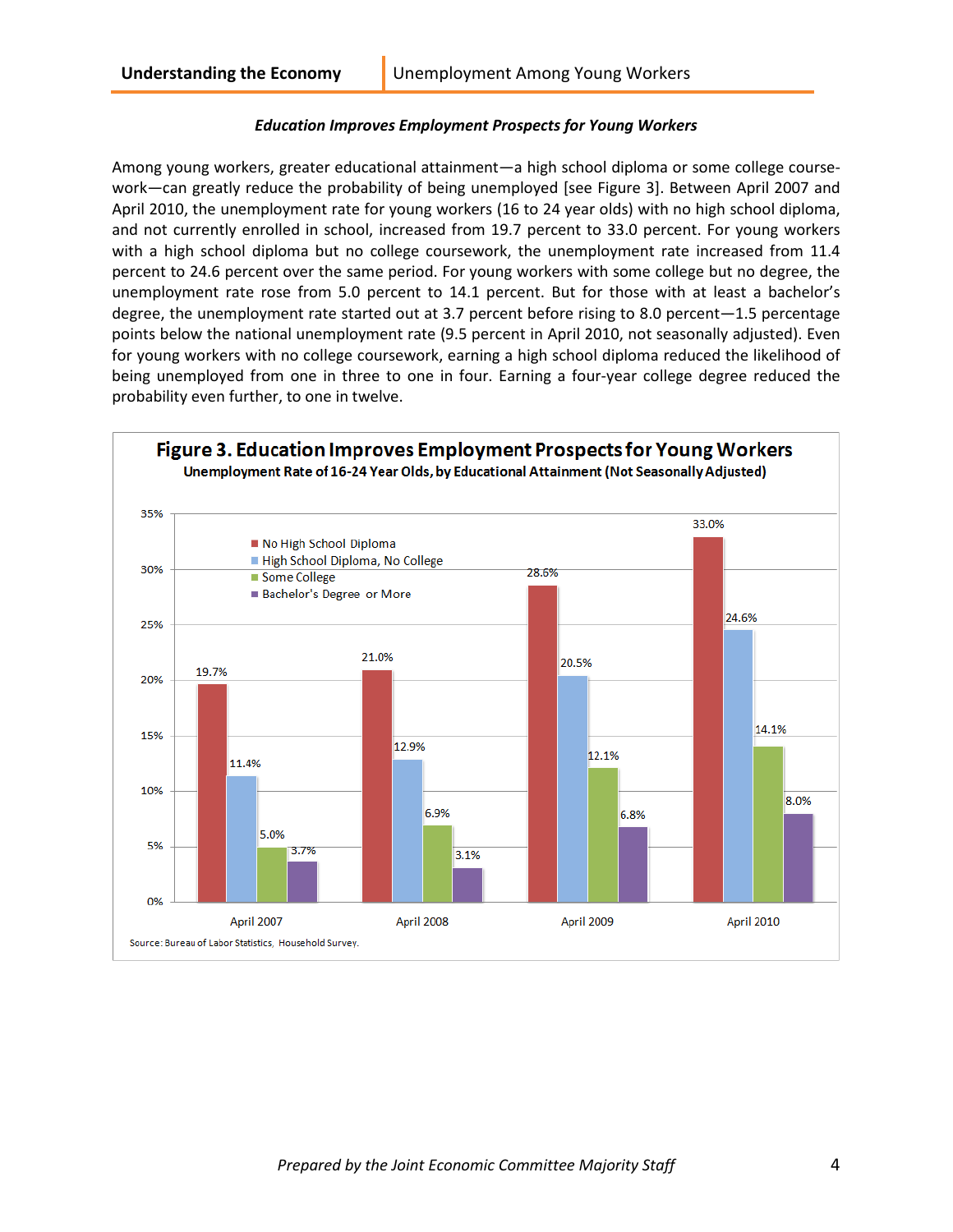### *Education Improves Employment Prospects for Young Workers*

Among young workers, greater educational attainment—a high school diploma or some college coursework—can greatly reduce the probability of being unemployed [see Figure 3]. Between April 2007 and April 2010, the unemployment rate for young workers (16 to 24 year olds) with no high school diploma, and not currently enrolled in school, increased from 19.7 percent to 33.0 percent. For young workers with a high school diploma but no college coursework, the unemployment rate increased from 11.4 percent to 24.6 percent over the same period. For young workers with some college but no degree, the unemployment rate rose from 5.0 percent to 14.1 percent. But for those with at least a bachelor's degree, the unemployment rate started out at 3.7 percent before rising to 8.0 percent—1.5 percentage points below the national unemployment rate (9.5 percent in April 2010, not seasonally adjusted). Even for young workers with no college coursework, earning a high school diploma reduced the likelihood of being unemployed from one in three to one in four. Earning a four-year college degree reduced the probability even further, to one in twelve.

**Figure 3. Education Improves Employment Prospects for Young Workers**

**Unemployment Rate of 16-24 Year Olds, by Educational Attainment (Not Seasonally Adjusted)**

| | No High School Diploma | High School Diploma, No College | Some College | Bachelor's Degree or More |
|---|---|---|---|---|
| April 2007 | 19.7% | 11.4% | 5.0% | 3.7% |
| April 2008 | 21.0% | 12.9% | 6.9% | 3.1% |
| April 2009 | 28.6% | 20.5% | 12.1% | 6.8% |
| April 2010 | 33.0% | 24.6% | 14.1% | 8.0% |

Source: Bureau of Labor Statistics, Household Survey.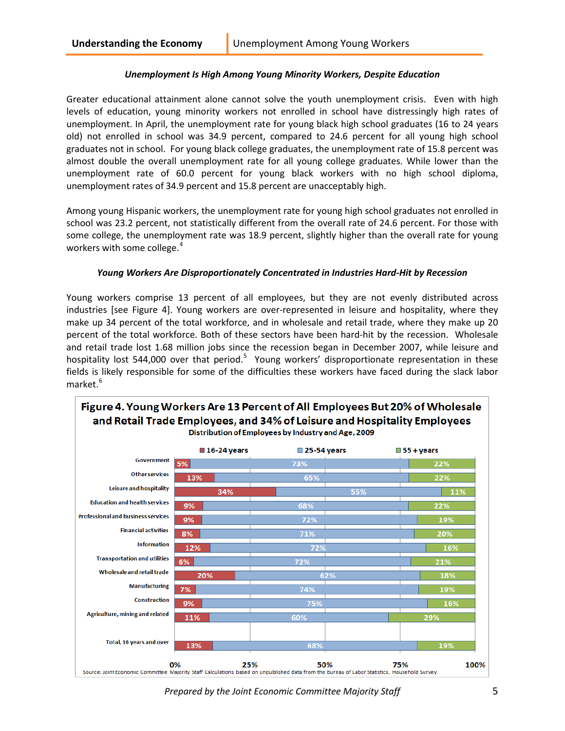### *Unemployment Is High Among Young Minority Workers, Despite Education*

Greater educational attainment alone cannot solve the youth unemployment crisis. Even with high levels of education, young minority workers not enrolled in school have distressingly high rates of unemployment. In April, the unemployment rate for young black high school graduates (16 to 24 years old) not enrolled in school was 34.9 percent, compared to 24.6 percent for all young high school graduates not in school. For young black college graduates, the unemployment rate of 15.8 percent was almost double the overall unemployment rate for all young college graduates. While lower than the unemployment rate of 60.0 percent for young black workers with no high school diploma, unemployment rates of 34.9 percent and 15.8 percent are unacceptably high.

Among young Hispanic workers, the unemployment rate for young high school graduates not enrolled in school was 23.2 percent, not statistically different from the overall rate of 24.6 percent. For those with some college, the unemployment rate was 18.9 percent, slightly higher than the overall rate for young workers with some college.[4]

### *Young Workers Are Disproportionately Concentrated in Industries Hard-Hit by Recession*

Young workers comprise 13 percent of all employees, but they are not evenly distributed across industries [see Figure 4]. Young workers are over-represented in leisure and hospitality, where they make up 34 percent of the total workforce, and in wholesale and retail trade, where they make up 20 percent of the total workforce. Both of these sectors have been hard-hit by the recession. Wholesale and retail trade lost 1.68 million jobs since the recession began in December 2007, while leisure and hospitality lost 544,000 over that period.[5] Young workers' disproportionate representation in these fields is likely responsible for some of the difficulties these workers have faced during the slack labor market.[6]

**Figure 4. Young Workers Are 13 Percent of All Employees But 20% of Wholesale and Retail Trade Employees, and 34% of Leisure and Hospitality Employees**

Distribution of Employees by Industry and Age, 2009

| Industry | 16-24 years | 25-54 years | 55 + years |
|---|---|---|---|
| Government | 5% | 73% | 22% |
| Other services | 13% | 65% | 22% |
| Leisure and hospitality | 34% | 55% | 11% |
| Education and health services | 9% | 68% | 22% |
| Professional and business services | 9% | 72% | 19% |
| Financial activities | 8% | 71% | 20% |
| Information | 12% | 72% | 16% |
| Transportation and utilities | 6% | 72% | 21% |
| Wholesale and retail trade | 20% | 62% | 18% |
| Manufacturing | 7% | 74% | 19% |
| Construction | 9% | 75% | 16% |
| Agriculture, mining and related | 11% | 60% | 29% |
| Total, 16 years and over | 13% | 68% | 19% |

Source: Joint Economic Committee Majority Staff Calculations based on unpublished data from the Bureau of Labor Statistics, Household Survey.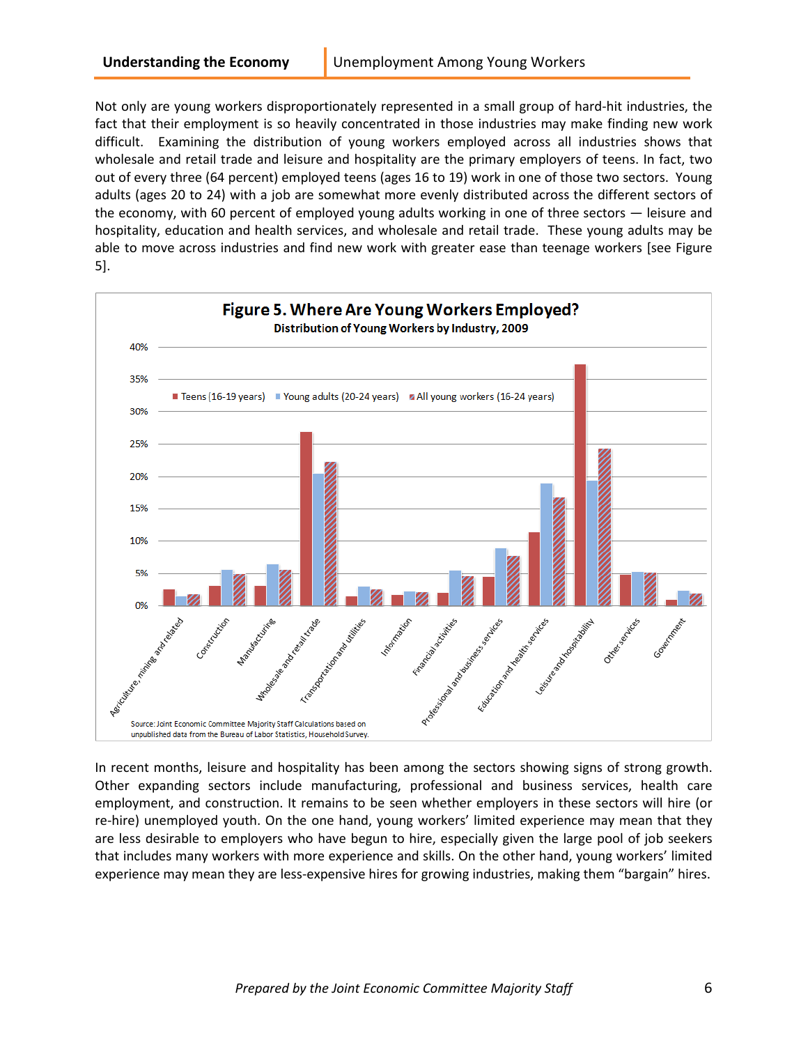Not only are young workers disproportionately represented in a small group of hard-hit industries, the fact that their employment is so heavily concentrated in those industries may make finding new work difficult. Examining the distribution of young workers employed across all industries shows that wholesale and retail trade and leisure and hospitality are the primary employers of teens. In fact, two out of every three (64 percent) employed teens (ages 16 to 19) work in one of those two sectors. Young adults (ages 20 to 24) with a job are somewhat more evenly distributed across the different sectors of the economy, with 60 percent of employed young adults working in one of three sectors — leisure and hospitality, education and health services, and wholesale and retail trade. These young adults may be able to move across industries and find new work with greater ease than teenage workers [see Figure 5].

**Figure 5. Where Are Young Workers Employed?**

**Distribution of Young Workers by Industry, 2009**

Source: Joint Economic Committee Majority Staff Calculations based on unpublished data from the Bureau of Labor Statistics, Household Survey.

In recent months, leisure and hospitality has been among the sectors showing signs of strong growth. Other expanding sectors include manufacturing, professional and business services, health care employment, and construction. It remains to be seen whether employers in these sectors will hire (or re-hire) unemployed youth. On the one hand, young workers' limited experience may mean that they are less desirable to employers who have begun to hire, especially given the large pool of job seekers that includes many workers with more experience and skills. On the other hand, young workers' limited experience may mean they are less-expensive hires for growing industries, making them "bargain" hires.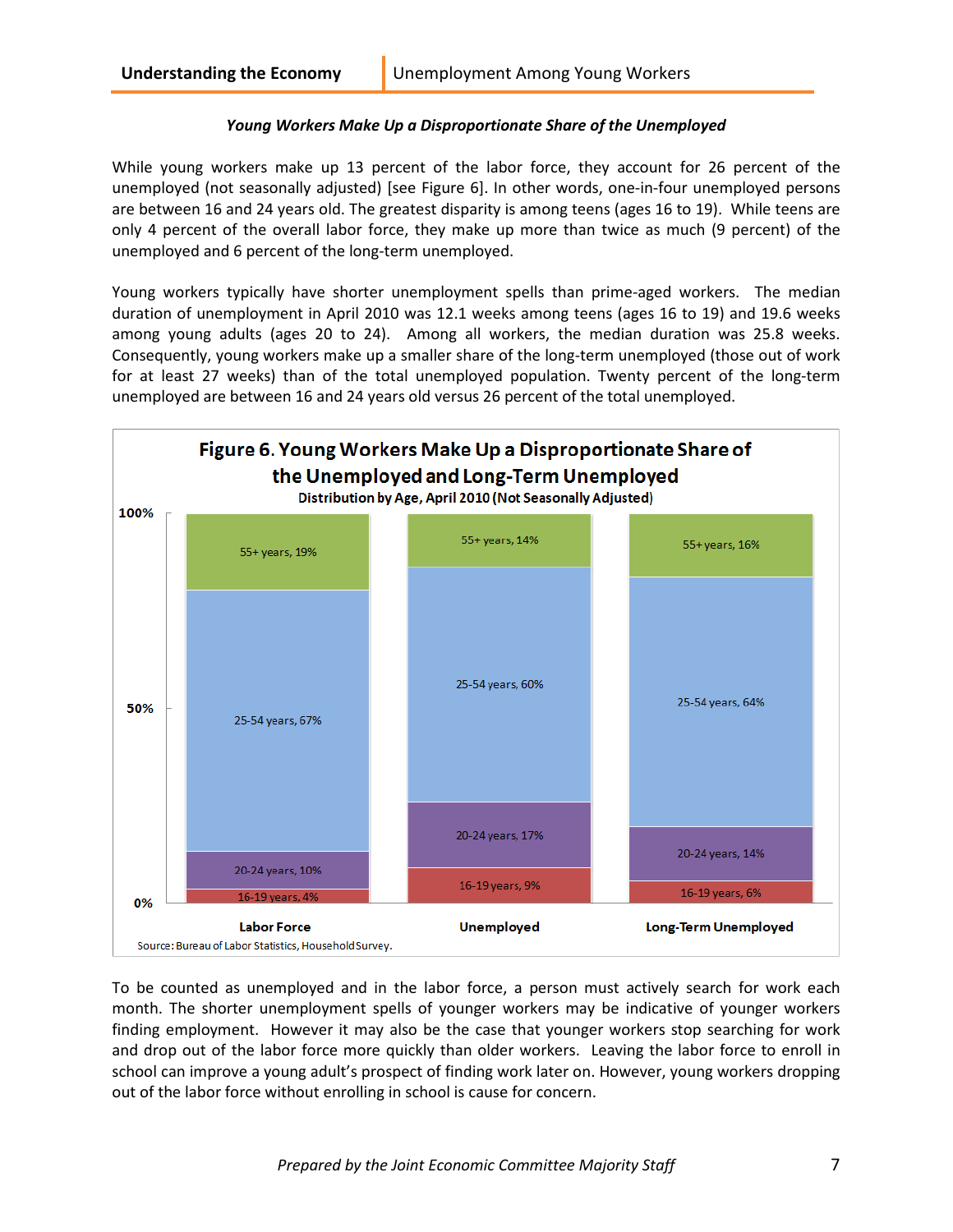*Young Workers Make Up a Disproportionate Share of the Unemployed*

While young workers make up 13 percent of the labor force, they account for 26 percent of the unemployed (not seasonally adjusted) [see Figure 6]. In other words, one-in-four unemployed persons are between 16 and 24 years old. The greatest disparity is among teens (ages 16 to 19). While teens are only 4 percent of the overall labor force, they make up more than twice as much (9 percent) of the unemployed and 6 percent of the long-term unemployed.

Young workers typically have shorter unemployment spells than prime-aged workers. The median duration of unemployment in April 2010 was 12.1 weeks among teens (ages 16 to 19) and 19.6 weeks among young adults (ages 20 to 24). Among all workers, the median duration was 25.8 weeks. Consequently, young workers make up a smaller share of the long-term unemployed (those out of work for at least 27 weeks) than of the total unemployed population. Twenty percent of the long-term unemployed are between 16 and 24 years old versus 26 percent of the total unemployed.

**Figure 6. Young Workers Make Up a Disproportionate Share of the Unemployed and Long-Term Unemployed**

**Distribution by Age, April 2010 (Not Seasonally Adjusted)**

| | Labor Force | Unemployed | Long-Term Unemployed |
|---|---|---|---|
| 55+ years | 19% | 14% | 16% |
| 25-54 years | 67% | 60% | 64% |
| 20-24 years | 10% | 17% | 14% |
| 16-19 years | 4% | 9% | 6% |

Source: Bureau of Labor Statistics, Household Survey.

To be counted as unemployed and in the labor force, a person must actively search for work each month. The shorter unemployment spells of younger workers may be indicative of younger workers finding employment. However it may also be the case that younger workers stop searching for work and drop out of the labor force more quickly than older workers. Leaving the labor force to enroll in school can improve a young adult's prospect of finding work later on. However, young workers dropping out of the labor force without enrolling in school is cause for concern.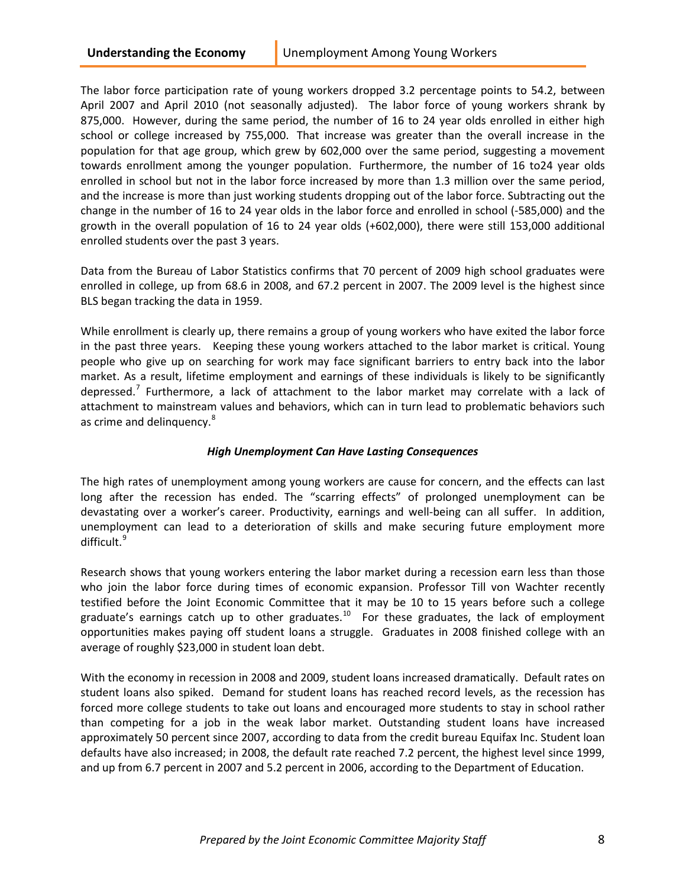The labor force participation rate of young workers dropped 3.2 percentage points to 54.2, between April 2007 and April 2010 (not seasonally adjusted). The labor force of young workers shrank by 875,000. However, during the same period, the number of 16 to 24 year olds enrolled in either high school or college increased by 755,000. That increase was greater than the overall increase in the population for that age group, which grew by 602,000 over the same period, suggesting a movement towards enrollment among the younger population. Furthermore, the number of 16 to24 year olds enrolled in school but not in the labor force increased by more than 1.3 million over the same period, and the increase is more than just working students dropping out of the labor force. Subtracting out the change in the number of 16 to 24 year olds in the labor force and enrolled in school (-585,000) and the growth in the overall population of 16 to 24 year olds (+602,000), there were still 153,000 additional enrolled students over the past 3 years.

Data from the Bureau of Labor Statistics confirms that 70 percent of 2009 high school graduates were enrolled in college, up from 68.6 in 2008, and 67.2 percent in 2007. The 2009 level is the highest since BLS began tracking the data in 1959.

While enrollment is clearly up, there remains a group of young workers who have exited the labor force in the past three years. Keeping these young workers attached to the labor market is critical. Young people who give up on searching for work may face significant barriers to entry back into the labor market. As a result, lifetime employment and earnings of these individuals is likely to be significantly depressed.[7] Furthermore, a lack of attachment to the labor market may correlate with a lack of attachment to mainstream values and behaviors, which can in turn lead to problematic behaviors such as crime and delinquency.[8]

### *High Unemployment Can Have Lasting Consequences*

The high rates of unemployment among young workers are cause for concern, and the effects can last long after the recession has ended. The "scarring effects" of prolonged unemployment can be devastating over a worker's career. Productivity, earnings and well-being can all suffer. In addition, unemployment can lead to a deterioration of skills and make securing future employment more difficult.[9]

Research shows that young workers entering the labor market during a recession earn less than those who join the labor force during times of economic expansion. Professor Till von Wachter recently testified before the Joint Economic Committee that it may be 10 to 15 years before such a college graduate's earnings catch up to other graduates.[10] For these graduates, the lack of employment opportunities makes paying off student loans a struggle. Graduates in 2008 finished college with an average of roughly $23,000 in student loan debt.

With the economy in recession in 2008 and 2009, student loans increased dramatically. Default rates on student loans also spiked. Demand for student loans has reached record levels, as the recession has forced more college students to take out loans and encouraged more students to stay in school rather than competing for a job in the weak labor market. Outstanding student loans have increased approximately 50 percent since 2007, according to data from the credit bureau Equifax Inc. Student loan defaults have also increased; in 2008, the default rate reached 7.2 percent, the highest level since 1999, and up from 6.7 percent in 2007 and 5.2 percent in 2006, according to the Department of Education.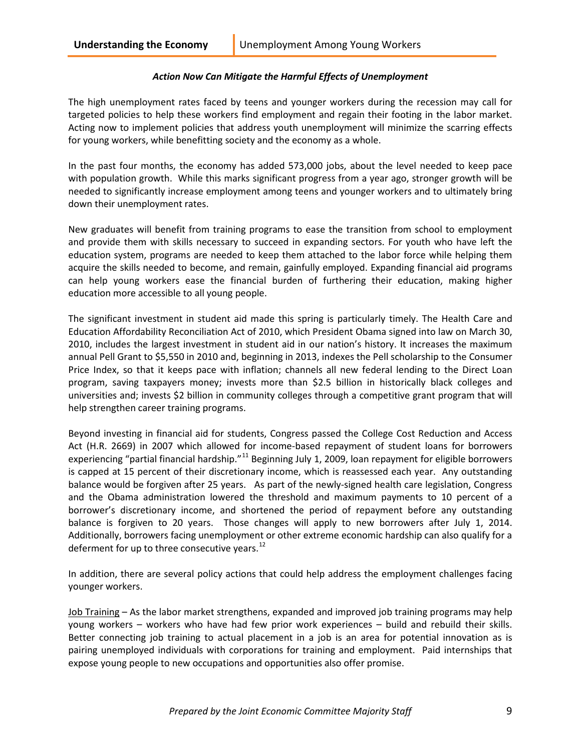***Action Now Can Mitigate the Harmful Effects of Unemployment***

The high unemployment rates faced by teens and younger workers during the recession may call for targeted policies to help these workers find employment and regain their footing in the labor market. Acting now to implement policies that address youth unemployment will minimize the scarring effects for young workers, while benefitting society and the economy as a whole.

In the past four months, the economy has added 573,000 jobs, about the level needed to keep pace with population growth. While this marks significant progress from a year ago, stronger growth will be needed to significantly increase employment among teens and younger workers and to ultimately bring down their unemployment rates.

New graduates will benefit from training programs to ease the transition from school to employment and provide them with skills necessary to succeed in expanding sectors. For youth who have left the education system, programs are needed to keep them attached to the labor force while helping them acquire the skills needed to become, and remain, gainfully employed. Expanding financial aid programs can help young workers ease the financial burden of furthering their education, making higher education more accessible to all young people.

The significant investment in student aid made this spring is particularly timely. The Health Care and Education Affordability Reconciliation Act of 2010, which President Obama signed into law on March 30, 2010, includes the largest investment in student aid in our nation's history. It increases the maximum annual Pell Grant to $5,550 in 2010 and, beginning in 2013, indexes the Pell scholarship to the Consumer Price Index, so that it keeps pace with inflation; channels all new federal lending to the Direct Loan program, saving taxpayers money; invests more than $2.5 billion in historically black colleges and universities and; invests $2 billion in community colleges through a competitive grant program that will help strengthen career training programs.

Beyond investing in financial aid for students, Congress passed the College Cost Reduction and Access Act (H.R. 2669) in 2007 which allowed for income-based repayment of student loans for borrowers experiencing "partial financial hardship."[11] Beginning July 1, 2009, loan repayment for eligible borrowers is capped at 15 percent of their discretionary income, which is reassessed each year. Any outstanding balance would be forgiven after 25 years. As part of the newly-signed health care legislation, Congress and the Obama administration lowered the threshold and maximum payments to 10 percent of a borrower's discretionary income, and shortened the period of repayment before any outstanding balance is forgiven to 20 years. Those changes will apply to new borrowers after July 1, 2014. Additionally, borrowers facing unemployment or other extreme economic hardship can also qualify for a deferment for up to three consecutive years.[12]

In addition, there are several policy actions that could help address the employment challenges facing younger workers.

Job Training – As the labor market strengthens, expanded and improved job training programs may help young workers – workers who have had few prior work experiences – build and rebuild their skills. Better connecting job training to actual placement in a job is an area for potential innovation as is pairing unemployed individuals with corporations for training and employment. Paid internships that expose young people to new occupations and opportunities also offer promise.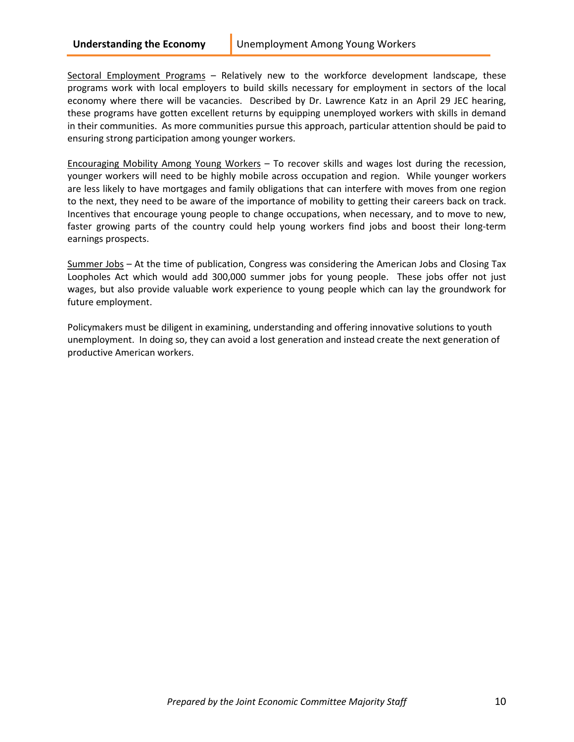Sectoral Employment Programs – Relatively new to the workforce development landscape, these programs work with local employers to build skills necessary for employment in sectors of the local economy where there will be vacancies. Described by Dr. Lawrence Katz in an April 29 JEC hearing, these programs have gotten excellent returns by equipping unemployed workers with skills in demand in their communities. As more communities pursue this approach, particular attention should be paid to ensuring strong participation among younger workers.

Encouraging Mobility Among Young Workers – To recover skills and wages lost during the recession, younger workers will need to be highly mobile across occupation and region. While younger workers are less likely to have mortgages and family obligations that can interfere with moves from one region to the next, they need to be aware of the importance of mobility to getting their careers back on track. Incentives that encourage young people to change occupations, when necessary, and to move to new, faster growing parts of the country could help young workers find jobs and boost their long-term earnings prospects.

Summer Jobs – At the time of publication, Congress was considering the American Jobs and Closing Tax Loopholes Act which would add 300,000 summer jobs for young people. These jobs offer not just wages, but also provide valuable work experience to young people which can lay the groundwork for future employment.

Policymakers must be diligent in examining, understanding and offering innovative solutions to youth unemployment. In doing so, they can avoid a lost generation and instead create the next generation of productive American workers.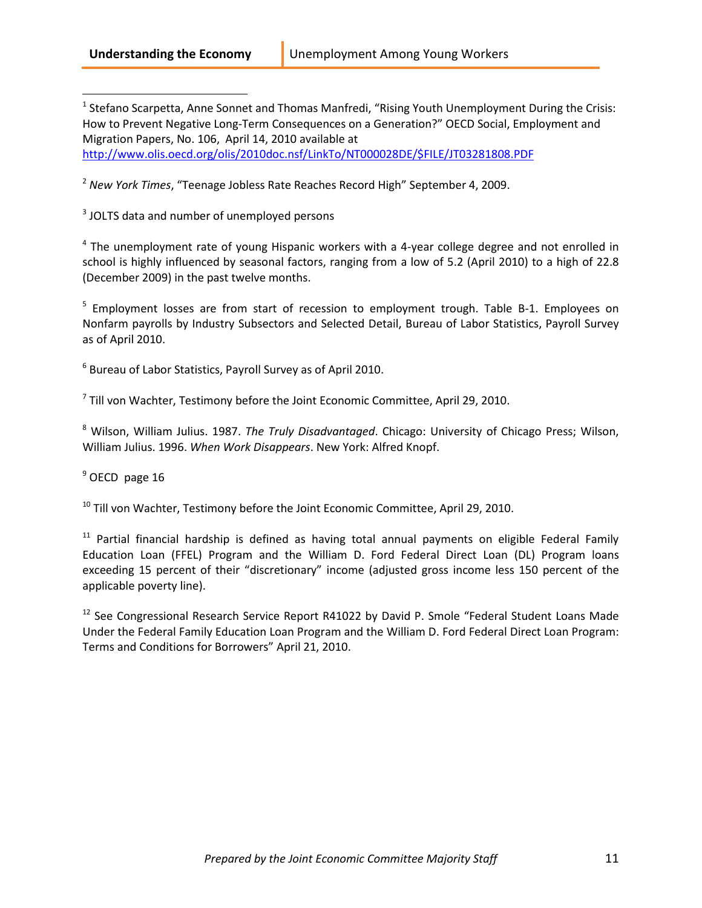[1] Stefano Scarpetta, Anne Sonnet and Thomas Manfredi, "Rising Youth Unemployment During the Crisis: How to Prevent Negative Long-Term Consequences on a Generation?" OECD Social, Employment and Migration Papers, No. 106, April 14, 2010 available at http://www.olis.oecd.org/olis/2010doc.nsf/LinkTo/NT000028DE/$FILE/JT03281808.PDF

[2] *New York Times*, "Teenage Jobless Rate Reaches Record High" September 4, 2009.

[3] JOLTS data and number of unemployed persons

[4] The unemployment rate of young Hispanic workers with a 4-year college degree and not enrolled in school is highly influenced by seasonal factors, ranging from a low of 5.2 (April 2010) to a high of 22.8 (December 2009) in the past twelve months.

[5] Employment losses are from start of recession to employment trough. Table B-1. Employees on Nonfarm payrolls by Industry Subsectors and Selected Detail, Bureau of Labor Statistics, Payroll Survey as of April 2010.

[6] Bureau of Labor Statistics, Payroll Survey as of April 2010.

[7] Till von Wachter, Testimony before the Joint Economic Committee, April 29, 2010.

[8] Wilson, William Julius. 1987. *The Truly Disadvantaged*. Chicago: University of Chicago Press; Wilson, William Julius. 1996. *When Work Disappears*. New York: Alfred Knopf.

[9] OECD page 16

[10] Till von Wachter, Testimony before the Joint Economic Committee, April 29, 2010.

[11] Partial financial hardship is defined as having total annual payments on eligible Federal Family Education Loan (FFEL) Program and the William D. Ford Federal Direct Loan (DL) Program loans exceeding 15 percent of their "discretionary" income (adjusted gross income less 150 percent of the applicable poverty line).

[12] See Congressional Research Service Report R41022 by David P. Smole "Federal Student Loans Made Under the Federal Family Education Loan Program and the William D. Ford Federal Direct Loan Program: Terms and Conditions for Borrowers" April 21, 2010.